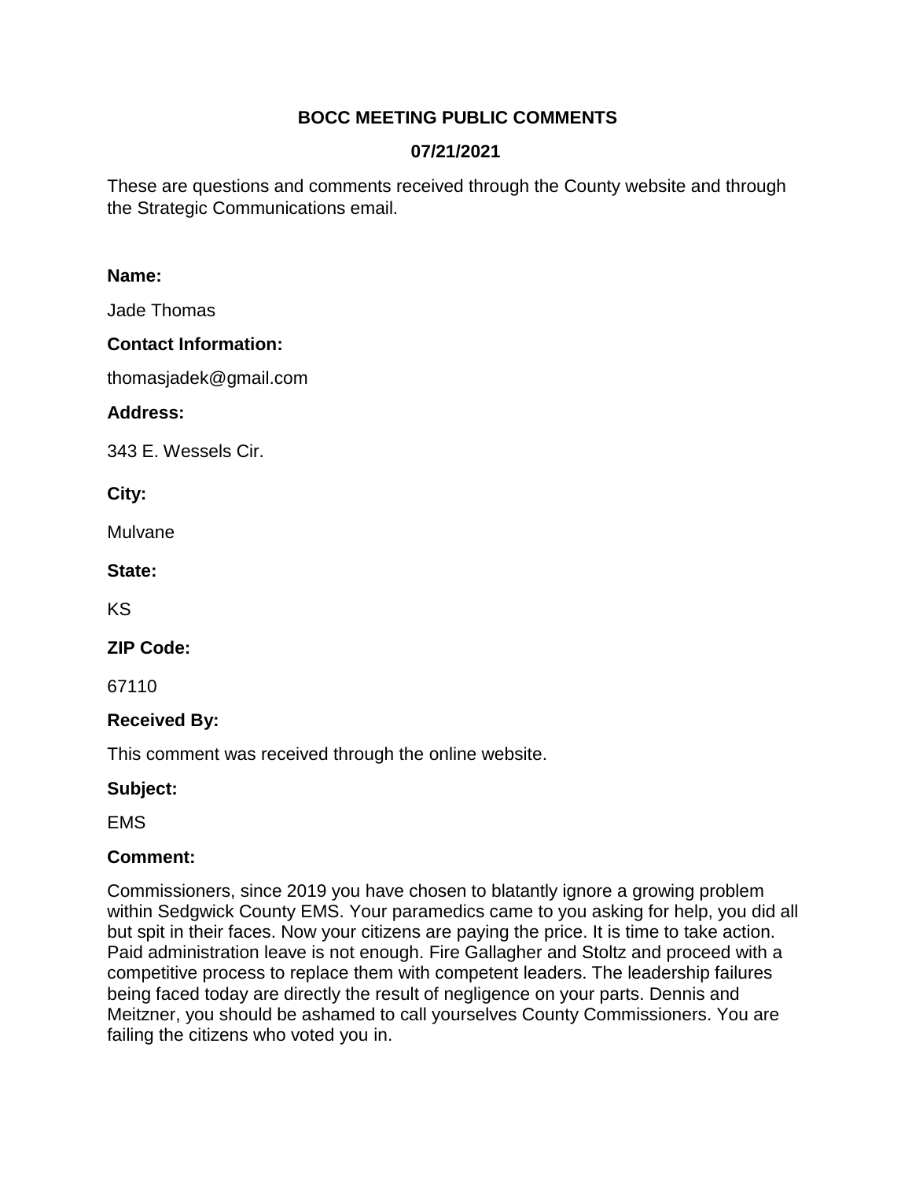# BOCC MEETING PUBLIC COMMENTS

## 07/21/2021

These are questions and comments received through the County website and through the Strategic Communications email.

**Name:**

Jade Thomas

**Contact Information:**

thomasjadek@gmail.com

**Address:**

343 E. Wessels Cir.

**City:**

Mulvane

**State:**

KS

**ZIP Code:**

67110

**Received By:**

This comment was received through the online website.

**Subject:**

EMS

**Comment:**

Commissioners, since 2019 you have chosen to blatantly ignore a growing problem within Sedgwick County EMS. Your paramedics came to you asking for help, you did all but spit in their faces. Now your citizens are paying the price. It is time to take action. Paid administration leave is not enough. Fire Gallagher and Stoltz and proceed with a competitive process to replace them with competent leaders. The leadership failures being faced today are directly the result of negligence on your parts. Dennis and Meitzner, you should be ashamed to call yourselves County Commissioners. You are failing the citizens who voted you in.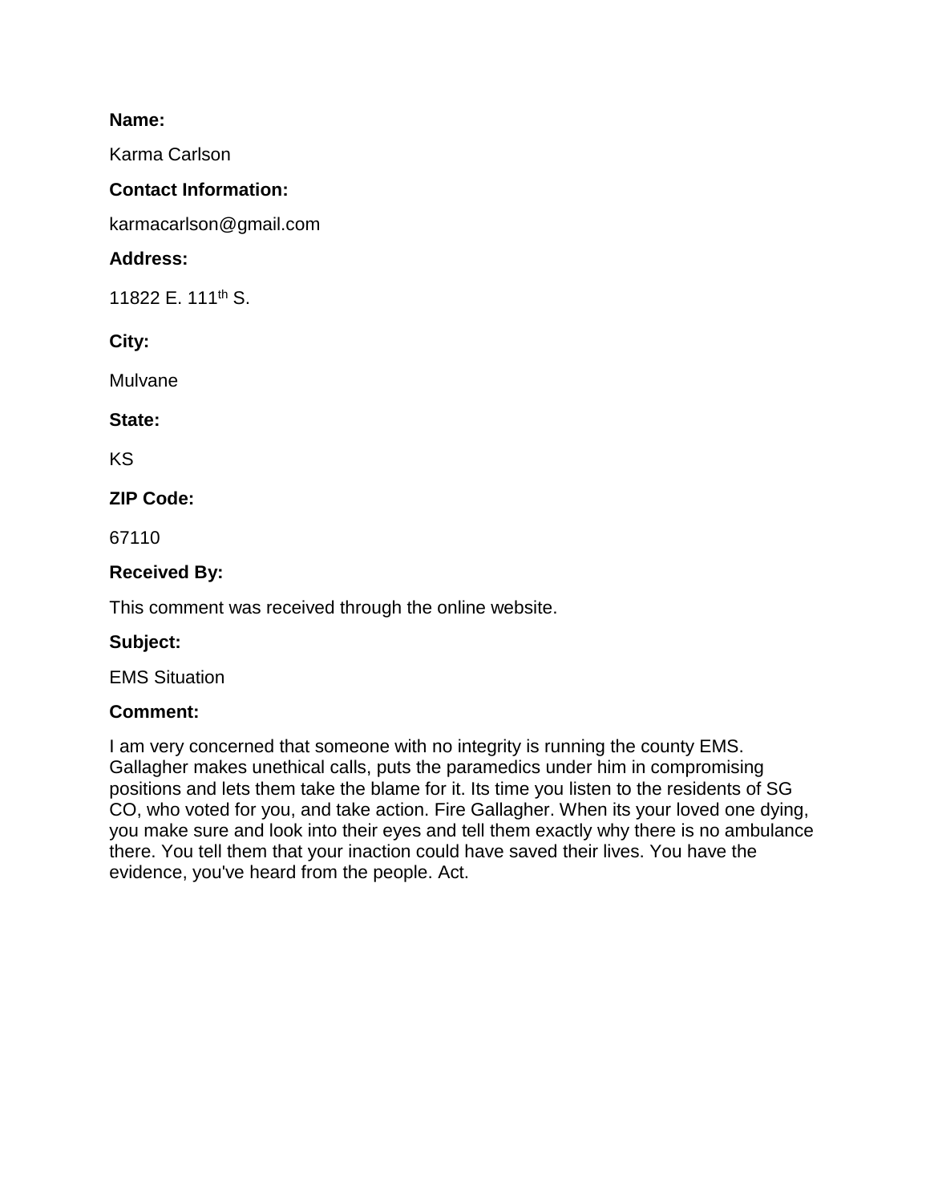**Name:**

Karma Carlson

**Contact Information:**

karmacarlson@gmail.com

**Address:**

11822 E. 111th S.

**City:**

Mulvane

**State:**

KS

**ZIP Code:**

67110

**Received By:**

This comment was received through the online website.

**Subject:**

EMS Situation

**Comment:**

I am very concerned that someone with no integrity is running the county EMS. Gallagher makes unethical calls, puts the paramedics under him in compromising positions and lets them take the blame for it. Its time you listen to the residents of SG CO, who voted for you, and take action. Fire Gallagher. When its your loved one dying, you make sure and look into their eyes and tell them exactly why there is no ambulance there. You tell them that your inaction could have saved their lives. You have the evidence, you've heard from the people. Act.